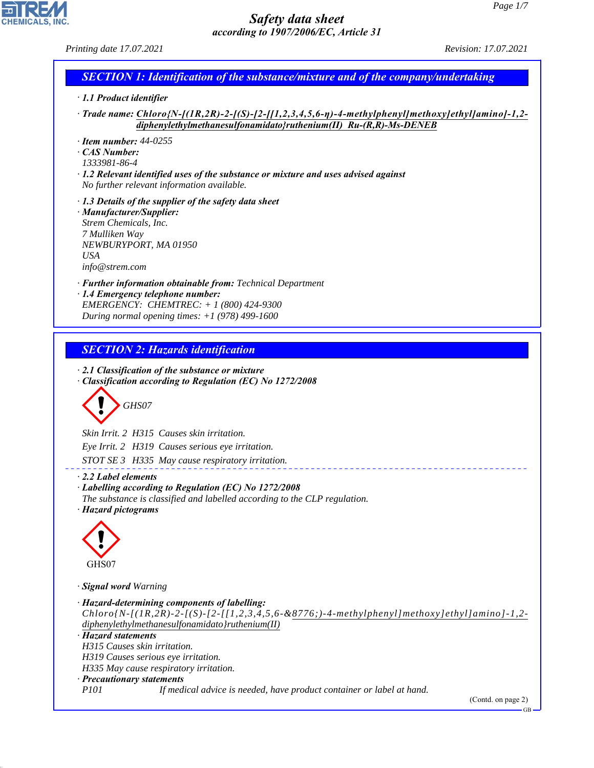# Safety data sheet

*according to 1907/2006/EC, Article 31*

*Printing date 17.07.2021* *Revision: 17.07.2021*

## SECTION 1: Identification of the substance/mixture and of the company/undertaking

· **1.1 Product identifier**

· **Trade name:** **Chloro{N-[(1R,2R)-2-[(S)-[2-[[1,2,3,4,5,6-η)-4-methylphenyl]methoxy]ethyl]amino]-1,2-diphenylethylmethanesulfonamidato}ruthenium(II) Ru-(R,R)-Ms-DENEB**

· **Item number:** 44-0255
· **CAS Number:**
1333981-86-4
· **1.2 Relevant identified uses of the substance or mixture and uses advised against**
No further relevant information available.

· **1.3 Details of the supplier of the safety data sheet**
· **Manufacturer/Supplier:**
Strem Chemicals, Inc.
7 Mulliken Way
NEWBURYPORT, MA 01950
USA
info@strem.com

· **Further information obtainable from:** Technical Department
· **1.4 Emergency telephone number:**
EMERGENCY: CHEMTREC: + 1 (800) 424-9300
During normal opening times: +1 (978) 499-1600

## SECTION 2: Hazards identification

· **2.1 Classification of the substance or mixture**
· **Classification according to Regulation (EC) No 1272/2008**

GHS07

Skin Irrit. 2 H315 Causes skin irritation.

Eye Irrit. 2 H319 Causes serious eye irritation.

STOT SE 3 H335 May cause respiratory irritation.

· **2.2 Label elements**
· **Labelling according to Regulation (EC) No 1272/2008**
The substance is classified and labelled according to the CLP regulation.
· **Hazard pictograms**

GHS07

· **Signal word** Warning

· **Hazard-determining components of labelling:**
Chloro{N-[(1R,2R)-2-[(S)-[2-[[1,2,3,4,5,6-&8776;)-4-methylphenyl]methoxy]ethyl]amino]-1,2-diphenylethylmethanesulfonamidato}ruthenium(II)
· **Hazard statements**
H315 Causes skin irritation.
H319 Causes serious eye irritation.
H335 May cause respiratory irritation.
· **Precautionary statements**
P101 If medical advice is needed, have product container or label at hand.

(Contd. on page 2)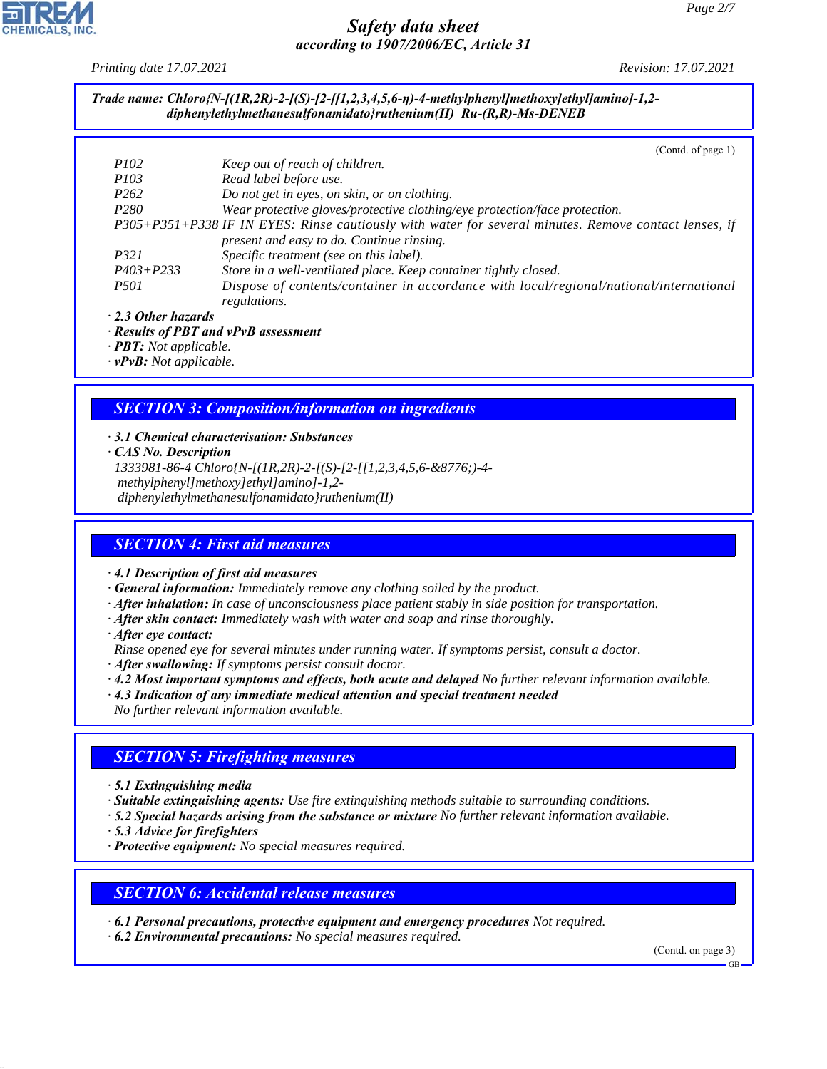Trade name: Chloro{N-[(1R,2R)-2-[(S)-[2-[[1,2,3,4,5,6-η)-4-methylphenyl]methoxy]ethyl]amino]-1,2-diphenylethylmethanesulfonamidato}ruthenium(II) Ru-(R,R)-Ms-DENEB

(Contd. of page 1)

| | |
|---|---|
| P102 | Keep out of reach of children. |
| P103 | Read label before use. |
| P262 | Do not get in eyes, on skin, or on clothing. |
| P280 | Wear protective gloves/protective clothing/eye protection/face protection. |
| P305+P351+P338 | IF IN EYES: Rinse cautiously with water for several minutes. Remove contact lenses, if present and easy to do. Continue rinsing. |
| P321 | Specific treatment (see on this label). |
| P403+P233 | Store in a well-ventilated place. Keep container tightly closed. |
| P501 | Dispose of contents/container in accordance with local/regional/national/international regulations. |

· **2.3 Other hazards**
· **Results of PBT and vPvB assessment**
· **PBT:** Not applicable.
· **vPvB:** Not applicable.

## SECTION 3: Composition/information on ingredients

· **3.1 Chemical characterisation: Substances**
· **CAS No. Description**
1333981-86-4 Chloro{N-[(1R,2R)-2-[(S)-[2-[[1,2,3,4,5,6-&8776;)-4-methylphenyl]methoxy]ethyl]amino]-1,2-diphenylethylmethanesulfonamidato}ruthenium(II)

## SECTION 4: First aid measures

· **4.1 Description of first aid measures**
· **General information:** Immediately remove any clothing soiled by the product.
· **After inhalation:** In case of unconsciousness place patient stably in side position for transportation.
· **After skin contact:** Immediately wash with water and soap and rinse thoroughly.
· **After eye contact:**
Rinse opened eye for several minutes under running water. If symptoms persist, consult a doctor.
· **After swallowing:** If symptoms persist consult doctor.
· **4.2 Most important symptoms and effects, both acute and delayed** No further relevant information available.
· **4.3 Indication of any immediate medical attention and special treatment needed**
No further relevant information available.

## SECTION 5: Firefighting measures

· **5.1 Extinguishing media**
· **Suitable extinguishing agents:** Use fire extinguishing methods suitable to surrounding conditions.
· **5.2 Special hazards arising from the substance or mixture** No further relevant information available.
· **5.3 Advice for firefighters**
· **Protective equipment:** No special measures required.

## SECTION 6: Accidental release measures

· **6.1 Personal precautions, protective equipment and emergency procedures** Not required.
· **6.2 Environmental precautions:** No special measures required.

(Contd. on page 3)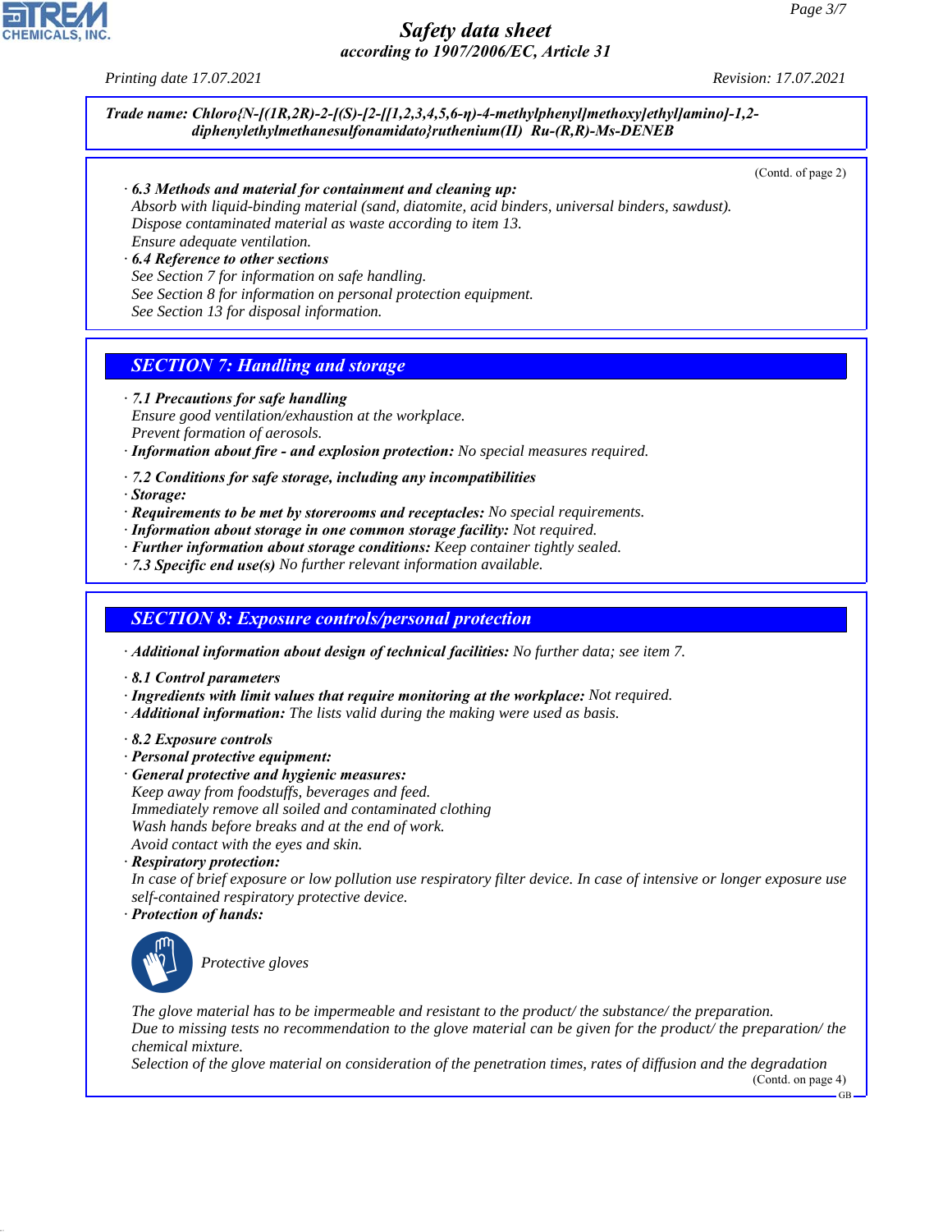**Trade name: Chloro{N-[(1R,2R)-2-[(S)-[2-[[1,2,3,4,5,6-η)-4-methylphenyl]methoxy]ethyl]amino]-1,2-diphenylethylmethanesulfonamidato}ruthenium(II) Ru-(R,R)-Ms-DENEB**

(Contd. of page 2)

· **6.3 Methods and material for containment and cleaning up:**
Absorb with liquid-binding material (sand, diatomite, acid binders, universal binders, sawdust).
Dispose contaminated material as waste according to item 13.
Ensure adequate ventilation.

· **6.4 Reference to other sections**
See Section 7 for information on safe handling.
See Section 8 for information on personal protection equipment.
See Section 13 for disposal information.

## SECTION 7: Handling and storage

· **7.1 Precautions for safe handling**
Ensure good ventilation/exhaustion at the workplace.
Prevent formation of aerosols.

· **Information about fire - and explosion protection:** No special measures required.

· **7.2 Conditions for safe storage, including any incompatibilities**

· **Storage:**

· **Requirements to be met by storerooms and receptacles:** No special requirements.

· **Information about storage in one common storage facility:** Not required.

· **Further information about storage conditions:** Keep container tightly sealed.

· **7.3 Specific end use(s)** No further relevant information available.

## SECTION 8: Exposure controls/personal protection

· **Additional information about design of technical facilities:** No further data; see item 7.

· **8.1 Control parameters**

· **Ingredients with limit values that require monitoring at the workplace:** Not required.

· **Additional information:** The lists valid during the making were used as basis.

· **8.2 Exposure controls**

· **Personal protective equipment:**

· **General protective and hygienic measures:**
Keep away from foodstuffs, beverages and feed.
Immediately remove all soiled and contaminated clothing
Wash hands before breaks and at the end of work.
Avoid contact with the eyes and skin.

· **Respiratory protection:**
In case of brief exposure or low pollution use respiratory filter device. In case of intensive or longer exposure use self-contained respiratory protective device.

· **Protection of hands:**

Protective gloves

The glove material has to be impermeable and resistant to the product/ the substance/ the preparation.
Due to missing tests no recommendation to the glove material can be given for the product/ the preparation/ the chemical mixture.
Selection of the glove material on consideration of the penetration times, rates of diffusion and the degradation

(Contd. on page 4)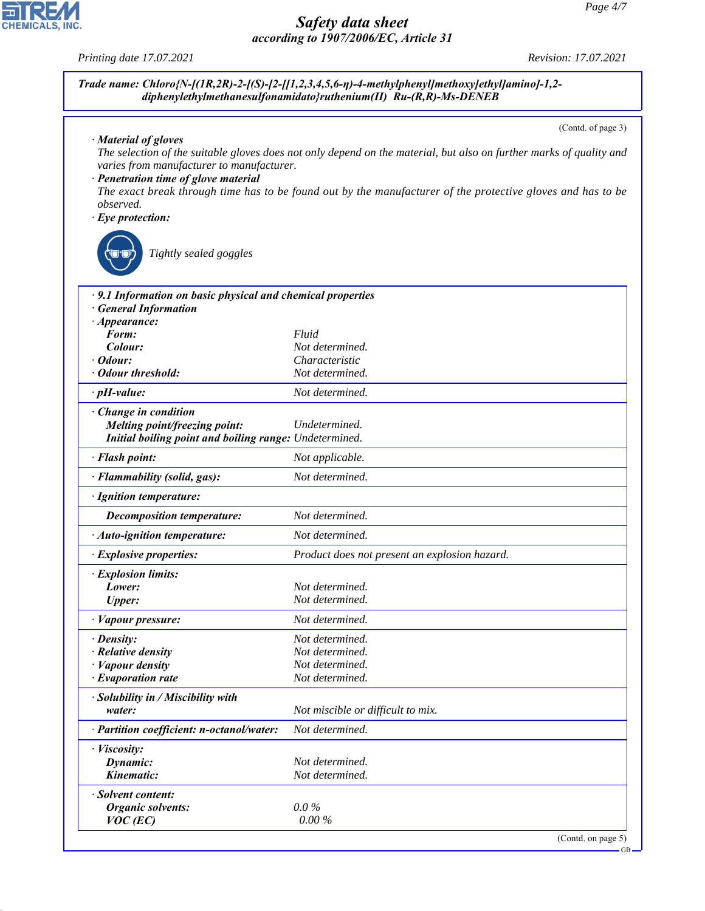**Trade name: Chloro{N-[(1R,2R)-2-[(S)-[2-[[1,2,3,4,5,6-η)-4-methylphenyl]methoxy]ethyl]amino]-1,2-diphenylethylmethanesulfonamidato}ruthenium(II) Ru-(R,R)-Ms-DENEB**

(Contd. of page 3)

· **Material of gloves**
The selection of the suitable gloves does not only depend on the material, but also on further marks of quality and varies from manufacturer to manufacturer.

· **Penetration time of glove material**
The exact break through time has to be found out by the manufacturer of the protective gloves and has to be observed.

· **Eye protection:**

Tightly sealed goggles

| | |
|---|---|
| · **9.1 Information on basic physical and chemical properties** | |
| · **General Information** | |
| · **Appearance:** | |
| **Form:** | Fluid |
| **Colour:** | Not determined. |
| · **Odour:** | Characteristic |
| · **Odour threshold:** | Not determined. |
| · **pH-value:** | Not determined. |
| · **Change in condition** | |
| **Melting point/freezing point:** | Undetermined. |
| **Initial boiling point and boiling range:** | Undetermined. |
| · **Flash point:** | Not applicable. |
| · **Flammability (solid, gas):** | Not determined. |
| · **Ignition temperature:** | |
| **Decomposition temperature:** | Not determined. |
| · **Auto-ignition temperature:** | Not determined. |
| · **Explosive properties:** | Product does not present an explosion hazard. |
| · **Explosion limits:** | |
| **Lower:** | Not determined. |
| **Upper:** | Not determined. |
| · **Vapour pressure:** | Not determined. |
| · **Density:** | Not determined. |
| · **Relative density** | Not determined. |
| · **Vapour density** | Not determined. |
| · **Evaporation rate** | Not determined. |
| · **Solubility in / Miscibility with** | |
| **water:** | Not miscible or difficult to mix. |
| · **Partition coefficient: n-octanol/water:** | Not determined. |
| · **Viscosity:** | |
| **Dynamic:** | Not determined. |
| **Kinematic:** | Not determined. |
| · **Solvent content:** | |
| **Organic solvents:** | 0.0 % |
| **VOC (EC)** | 0.00 % |

(Contd. on page 5)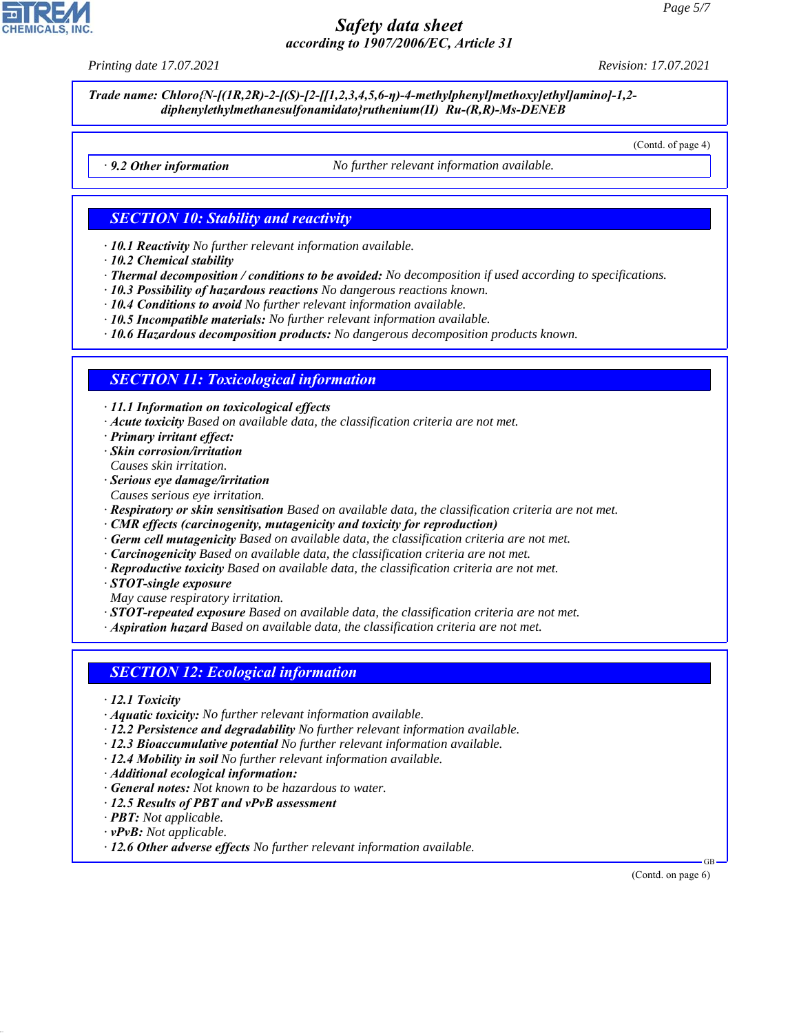**Trade name: Chloro{N-[(1R,2R)-2-[(S)-[2-[[1,2,3,4,5,6-η)-4-methylphenyl]methoxy]ethyl]amino]-1,2-diphenylethylmethanesulfonamidato}ruthenium(II) Ru-(R,R)-Ms-DENEB**

(Contd. of page 4)

· **9.2 Other information** No further relevant information available.

## SECTION 10: Stability and reactivity

· **10.1 Reactivity** No further relevant information available.
· **10.2 Chemical stability**
· **Thermal decomposition / conditions to be avoided:** No decomposition if used according to specifications.
· **10.3 Possibility of hazardous reactions** No dangerous reactions known.
· **10.4 Conditions to avoid** No further relevant information available.
· **10.5 Incompatible materials:** No further relevant information available.
· **10.6 Hazardous decomposition products:** No dangerous decomposition products known.

## SECTION 11: Toxicological information

· **11.1 Information on toxicological effects**
· **Acute toxicity** Based on available data, the classification criteria are not met.
· **Primary irritant effect:**
· **Skin corrosion/irritation**
Causes skin irritation.
· **Serious eye damage/irritation**
Causes serious eye irritation.
· **Respiratory or skin sensitisation** Based on available data, the classification criteria are not met.
· **CMR effects (carcinogenity, mutagenicity and toxicity for reproduction)**
· **Germ cell mutagenicity** Based on available data, the classification criteria are not met.
· **Carcinogenicity** Based on available data, the classification criteria are not met.
· **Reproductive toxicity** Based on available data, the classification criteria are not met.
· **STOT-single exposure**
May cause respiratory irritation.
· **STOT-repeated exposure** Based on available data, the classification criteria are not met.
· **Aspiration hazard** Based on available data, the classification criteria are not met.

## SECTION 12: Ecological information

· **12.1 Toxicity**
· **Aquatic toxicity:** No further relevant information available.
· **12.2 Persistence and degradability** No further relevant information available.
· **12.3 Bioaccumulative potential** No further relevant information available.
· **12.4 Mobility in soil** No further relevant information available.
· **Additional ecological information:**
· **General notes:** Not known to be hazardous to water.
· **12.5 Results of PBT and vPvB assessment**
· **PBT:** Not applicable.
· **vPvB:** Not applicable.
· **12.6 Other adverse effects** No further relevant information available.

(Contd. on page 6)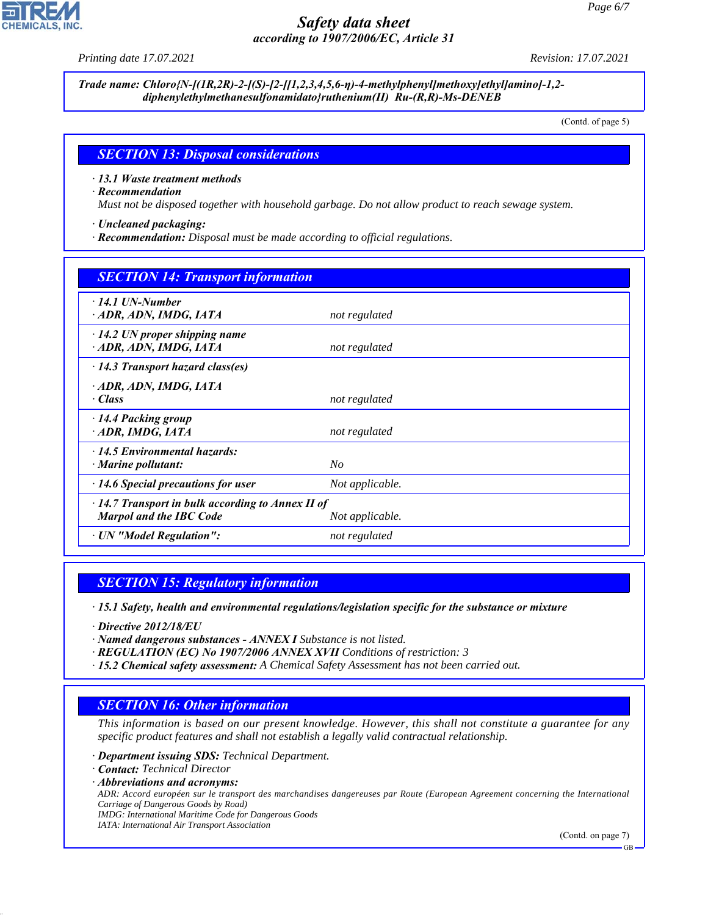**Trade name: Chloro{N-[(1R,2R)-2-[(S)-[2-[[1,2,3,4,5,6-η)-4-methylphenyl]methoxy]ethyl]amino]-1,2-diphenylethylmethanesulfonamidato}ruthenium(II) Ru-(R,R)-Ms-DENEB**

(Contd. of page 5)

## SECTION 13: Disposal considerations

· **13.1 Waste treatment methods**
· **Recommendation**
Must not be disposed together with household garbage. Do not allow product to reach sewage system.

· **Uncleaned packaging:**
· **Recommendation:** Disposal must be made according to official regulations.

## SECTION 14: Transport information

| | |
|---|---|
| · **14.1 UN-Number** · **ADR, ADN, IMDG, IATA** | not regulated |
| · **14.2 UN proper shipping name** · **ADR, ADN, IMDG, IATA** | not regulated |
| · **14.3 Transport hazard class(es)** · **ADR, ADN, IMDG, IATA** · **Class** | not regulated |
| · **14.4 Packing group** · **ADR, IMDG, IATA** | not regulated |
| · **14.5 Environmental hazards:** · **Marine pollutant:** | No |
| · **14.6 Special precautions for user** | Not applicable. |
| · **14.7 Transport in bulk according to Annex II of Marpol and the IBC Code** | Not applicable. |
| · **UN "Model Regulation":** | not regulated |

## SECTION 15: Regulatory information

· **15.1 Safety, health and environmental regulations/legislation specific for the substance or mixture**

· **Directive 2012/18/EU**
· **Named dangerous substances - ANNEX I** Substance is not listed.
· **REGULATION (EC) No 1907/2006 ANNEX XVII** Conditions of restriction: 3
· **15.2 Chemical safety assessment:** A Chemical Safety Assessment has not been carried out.

## SECTION 16: Other information

This information is based on our present knowledge. However, this shall not constitute a guarantee for any specific product features and shall not establish a legally valid contractual relationship.

· **Department issuing SDS:** Technical Department.
· **Contact:** Technical Director
· **Abbreviations and acronyms:**
ADR: Accord européen sur le transport des marchandises dangereuses par Route (European Agreement concerning the International Carriage of Dangerous Goods by Road)
IMDG: International Maritime Code for Dangerous Goods
IATA: International Air Transport Association

(Contd. on page 7)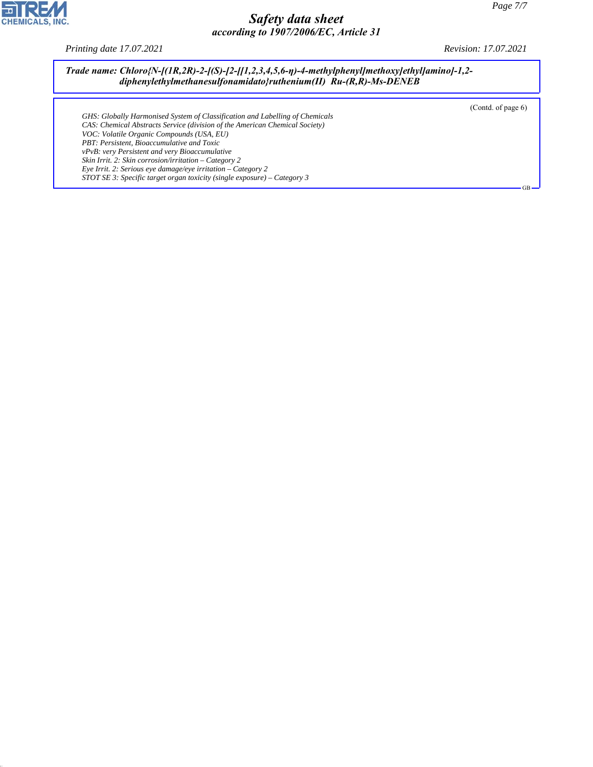(Contd. of page 6)

*GHS: Globally Harmonised System of Classification and Labelling of Chemicals*
*CAS: Chemical Abstracts Service (division of the American Chemical Society)*
*VOC: Volatile Organic Compounds (USA, EU)*
*PBT: Persistent, Bioaccumulative and Toxic*
*vPvB: very Persistent and very Bioaccumulative*
*Skin Irrit. 2: Skin corrosion/irritation – Category 2*
*Eye Irrit. 2: Serious eye damage/eye irritation – Category 2*
*STOT SE 3: Specific target organ toxicity (single exposure) – Category 3*

GB